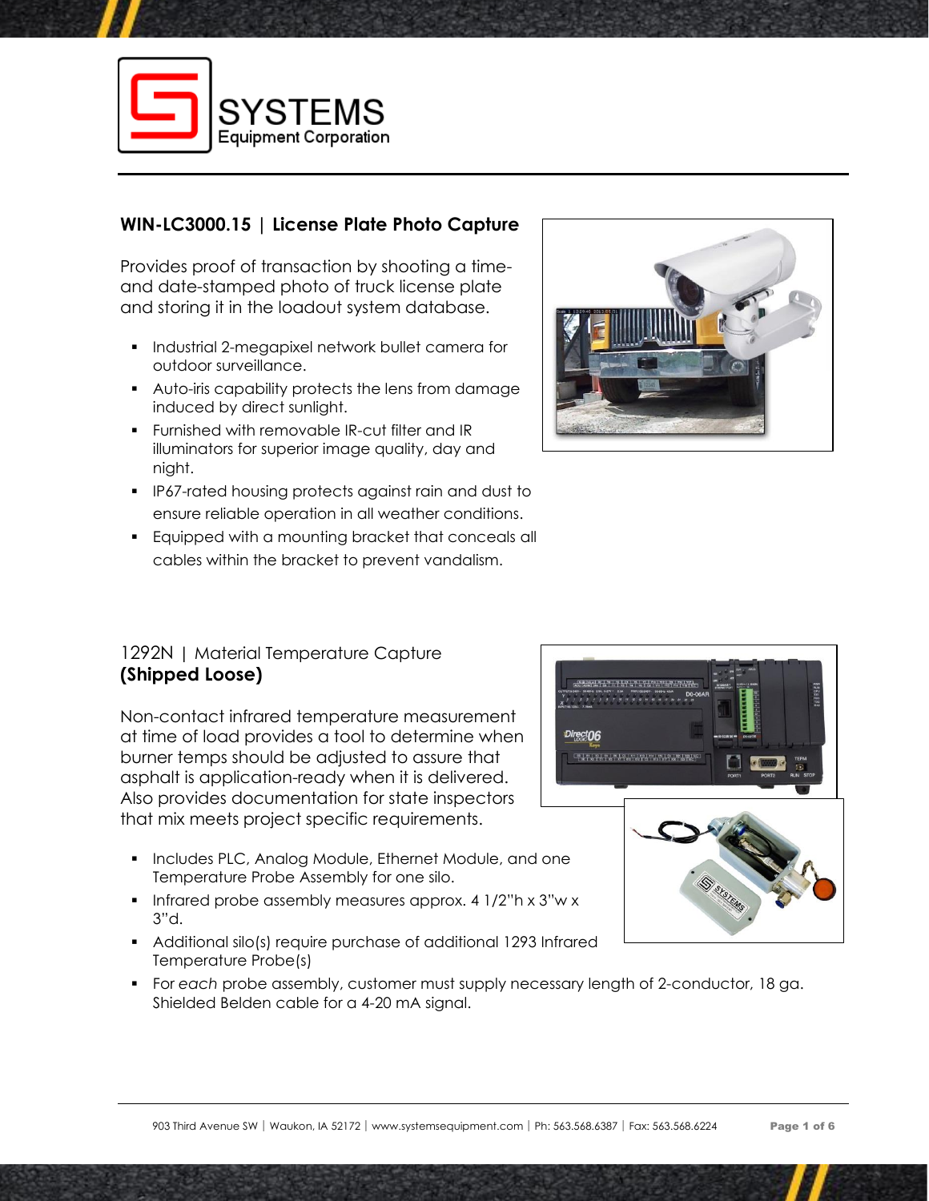SYSTEMS
Equipment Corporation

## WIN-LC3000.15 | License Plate Photo Capture

Provides proof of transaction by shooting a time- and date-stamped photo of truck license plate and storing it in the loadout system database.

- Industrial 2-megapixel network bullet camera for outdoor surveillance.
- Auto-iris capability protects the lens from damage induced by direct sunlight.
- Furnished with removable IR-cut filter and IR illuminators for superior image quality, day and night.
- IP67-rated housing protects against rain and dust to ensure reliable operation in all weather conditions.
- Equipped with a mounting bracket that conceals all cables within the bracket to prevent vandalism.

## 1292N | Material Temperature Capture **(Shipped Loose)**

Non-contact infrared temperature measurement at time of load provides a tool to determine when burner temps should be adjusted to assure that asphalt is application-ready when it is delivered. Also provides documentation for state inspectors that mix meets project specific requirements.

- Includes PLC, Analog Module, Ethernet Module, and one Temperature Probe Assembly for one silo.
- Infrared probe assembly measures approx. 4 1/2"h x 3"w x 3"d.
- Additional silo(s) require purchase of additional 1293 Infrared Temperature Probe(s)
- For *each* probe assembly, customer must supply necessary length of 2-conductor, 18 ga. Shielded Belden cable for a 4-20 mA signal.

903 Third Avenue SW | Waukon, IA 52172 | www.systemsequipment.com | Ph: 563.568.6387 | Fax: 563.568.6224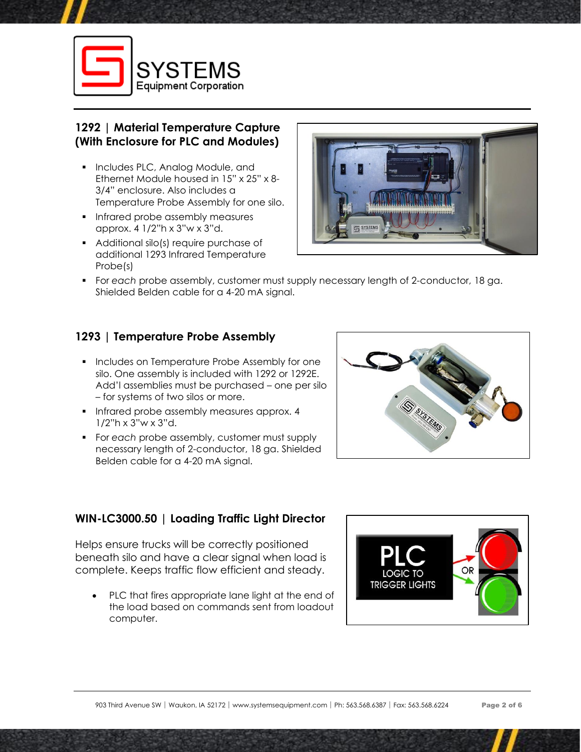## 1292 | Material Temperature Capture (With Enclosure for PLC and Modules)

- Includes PLC, Analog Module, and Ethernet Module housed in 15" x 25" x 8-3/4" enclosure. Also includes a Temperature Probe Assembly for one silo.
- Infrared probe assembly measures approx. 4 1/2"h x 3"w x 3"d.
- Additional silo(s) require purchase of additional 1293 Infrared Temperature Probe(s)
- For *each* probe assembly, customer must supply necessary length of 2-conductor, 18 ga. Shielded Belden cable for a 4-20 mA signal.

## 1293 | Temperature Probe Assembly

- Includes on Temperature Probe Assembly for one silo. One assembly is included with 1292 or 1292E. Add'l assemblies must be purchased – one per silo – for systems of two silos or more.
- Infrared probe assembly measures approx. 4 1/2"h x 3"w x 3"d.
- For *each* probe assembly, customer must supply necessary length of 2-conductor, 18 ga. Shielded Belden cable for a 4-20 mA signal.

## WIN-LC3000.50 | Loading Traffic Light Director

Helps ensure trucks will be correctly positioned beneath silo and have a clear signal when load is complete. Keeps traffic flow efficient and steady.

- PLC that fires appropriate lane light at the end of the load based on commands sent from loadout computer.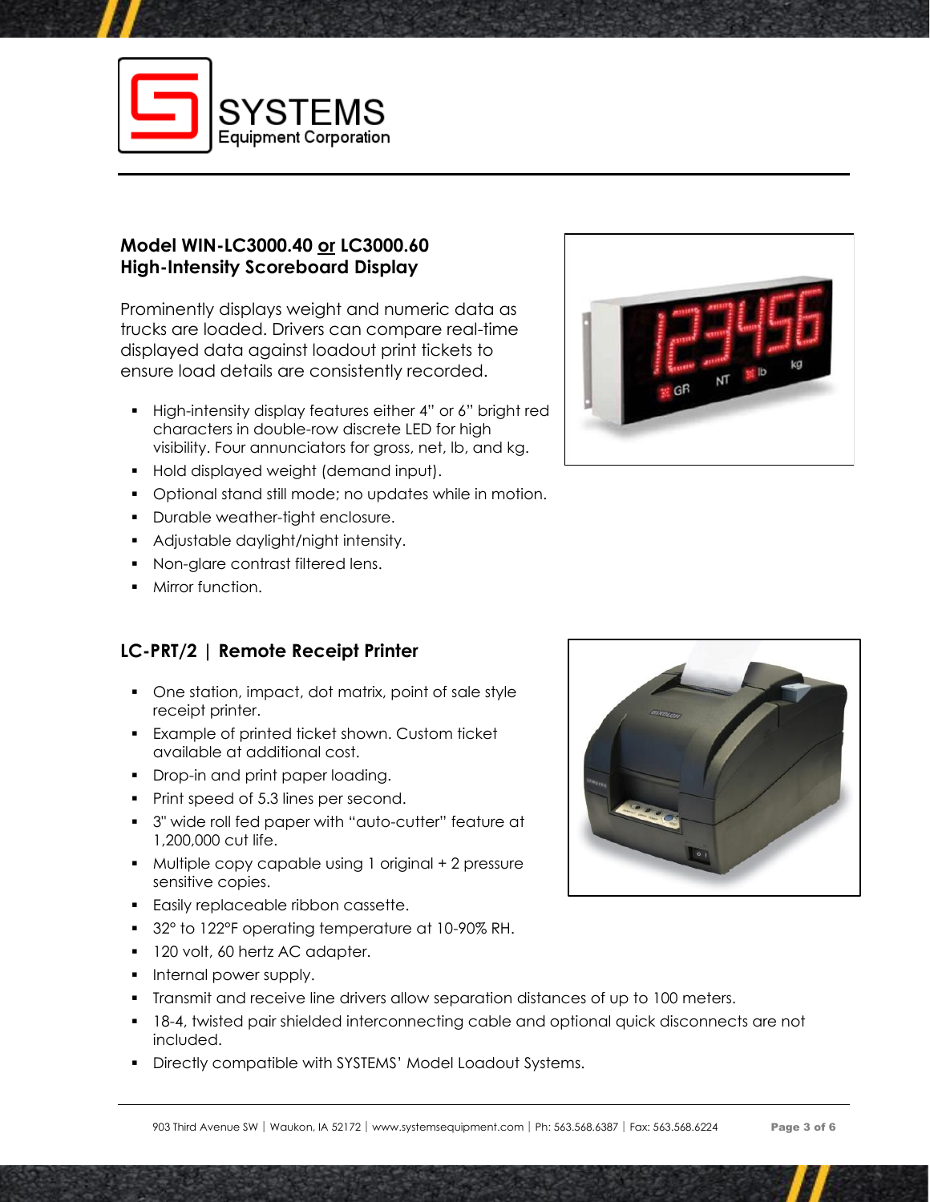**Model WIN-LC3000.40 or LC3000.60**
**High-Intensity Scoreboard Display**

Prominently displays weight and numeric data as trucks are loaded. Drivers can compare real-time displayed data against loadout print tickets to ensure load details are consistently recorded.

- High-intensity display features either 4" or 6" bright red characters in double-row discrete LED for high visibility. Four annunciators for gross, net, lb, and kg.
- Hold displayed weight (demand input).
- Optional stand still mode; no updates while in motion.
- Durable weather-tight enclosure.
- Adjustable daylight/night intensity.
- Non-glare contrast filtered lens.
- Mirror function.

**LC-PRT/2 | Remote Receipt Printer**

- One station, impact, dot matrix, point of sale style receipt printer.
- Example of printed ticket shown. Custom ticket available at additional cost.
- Drop-in and print paper loading.
- Print speed of 5.3 lines per second.
- 3" wide roll fed paper with "auto-cutter" feature at 1,200,000 cut life.
- Multiple copy capable using 1 original + 2 pressure sensitive copies.
- Easily replaceable ribbon cassette.
- 32° to 122°F operating temperature at 10-90% RH.
- 120 volt, 60 hertz AC adapter.
- Internal power supply.
- Transmit and receive line drivers allow separation distances of up to 100 meters.
- 18-4, twisted pair shielded interconnecting cable and optional quick disconnects are not included.
- Directly compatible with SYSTEMS' Model Loadout Systems.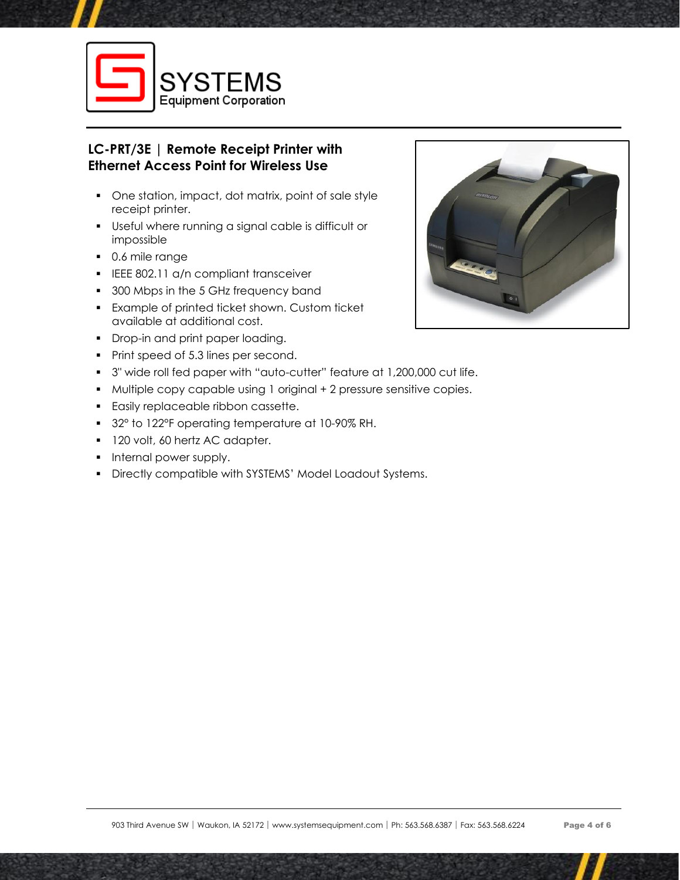## LC-PRT/3E | Remote Receipt Printer with Ethernet Access Point for Wireless Use

- One station, impact, dot matrix, point of sale style receipt printer.
- Useful where running a signal cable is difficult or impossible
- 0.6 mile range
- IEEE 802.11 a/n compliant transceiver
- 300 Mbps in the 5 GHz frequency band
- Example of printed ticket shown. Custom ticket available at additional cost.
- Drop-in and print paper loading.
- Print speed of 5.3 lines per second.
- 3" wide roll fed paper with "auto-cutter" feature at 1,200,000 cut life.
- Multiple copy capable using 1 original + 2 pressure sensitive copies.
- Easily replaceable ribbon cassette.
- 32° to 122°F operating temperature at 10-90% RH.
- 120 volt, 60 hertz AC adapter.
- Internal power supply.
- Directly compatible with SYSTEMS' Model Loadout Systems.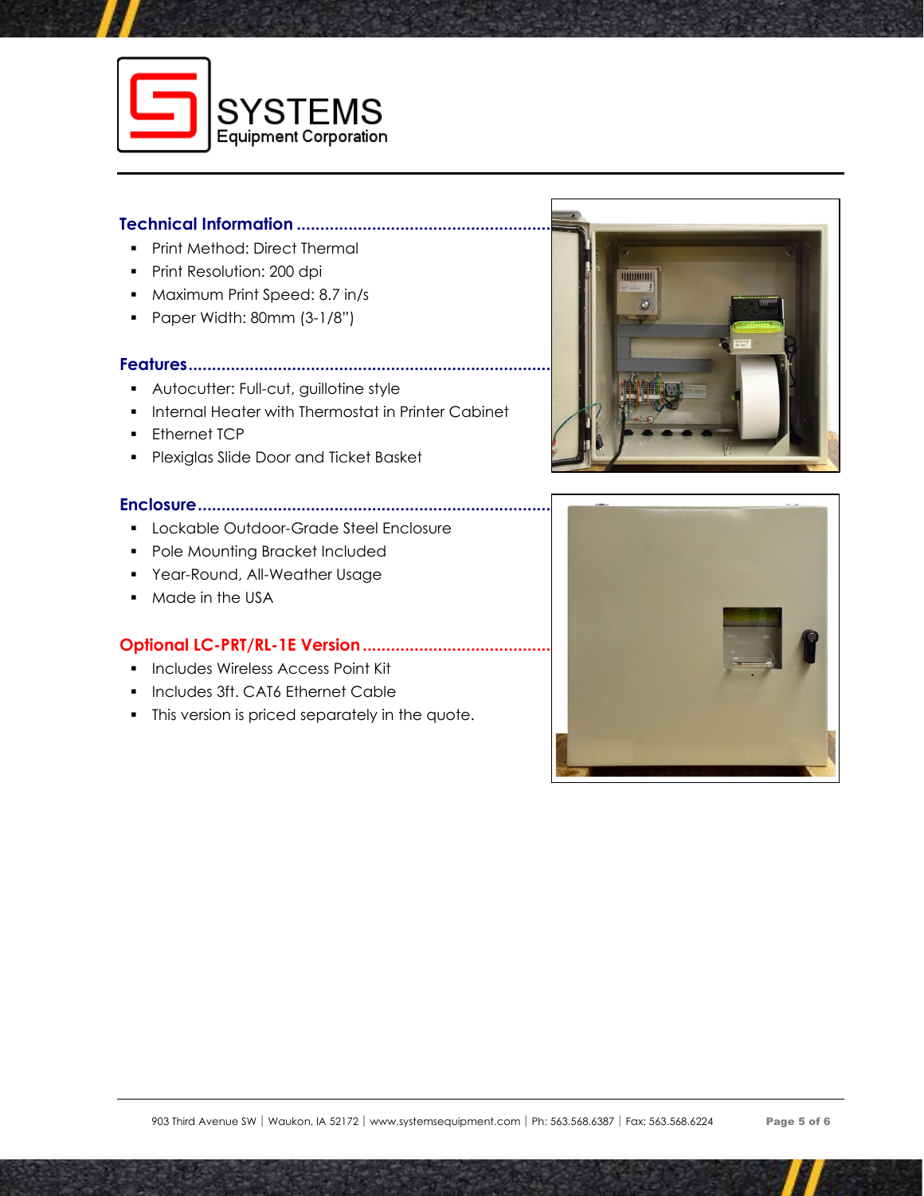## Technical Information

- Print Method: Direct Thermal
- Print Resolution: 200 dpi
- Maximum Print Speed: 8.7 in/s
- Paper Width: 80mm (3-1/8")

## Features

- Autocutter: Full-cut, guillotine style
- Internal Heater with Thermostat in Printer Cabinet
- Ethernet TCP
- Plexiglas Slide Door and Ticket Basket

## Enclosure

- Lockable Outdoor-Grade Steel Enclosure
- Pole Mounting Bracket Included
- Year-Round, All-Weather Usage
- Made in the USA

## Optional LC-PRT/RL-1E Version

- Includes Wireless Access Point Kit
- Includes 3ft. CAT6 Ethernet Cable
- This version is priced separately in the quote.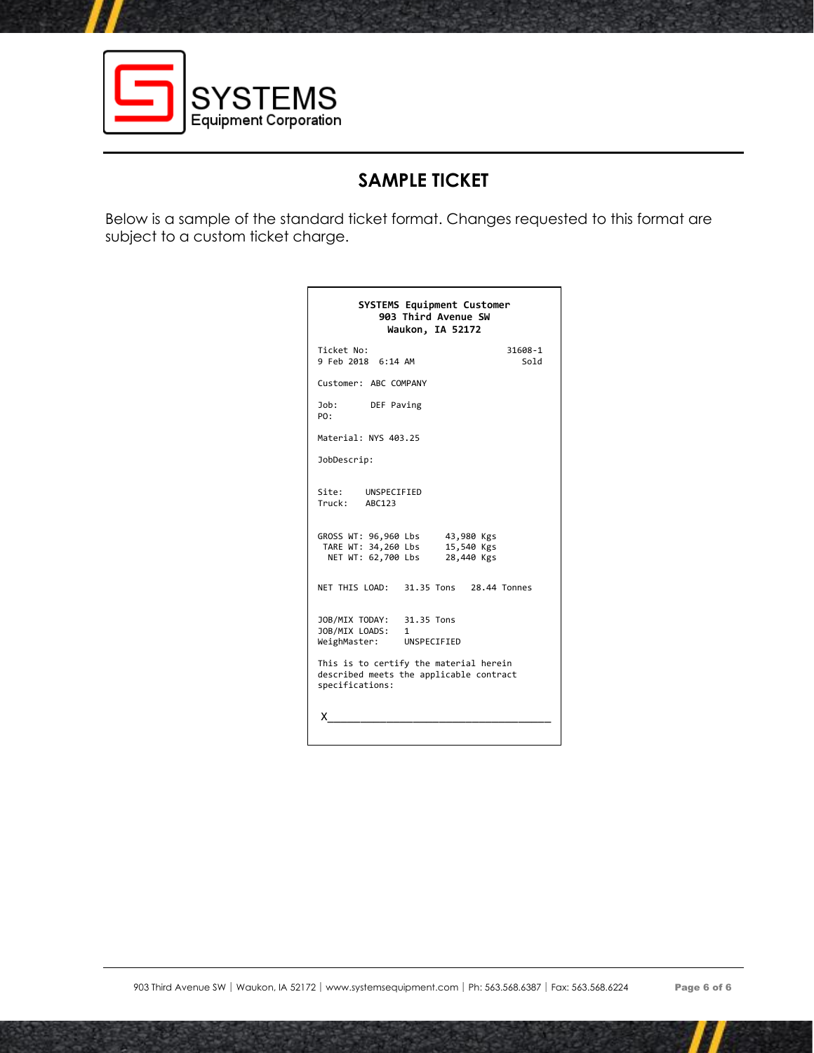SYSTEMS Equipment Corporation

## SAMPLE TICKET

Below is a sample of the standard ticket format. Changes requested to this format are subject to a custom ticket charge.

```
        SYSTEMS Equipment Customer
           903 Third Avenue SW
            Waukon, IA 52172

Ticket No:                            31608-1
9 Feb 2018  6:14 AM                      Sold

Customer:  ABC COMPANY

Job:       DEF Paving
PO:

Material: NYS 403.25

JobDescrip:


Site:    UNSPECIFIED
Truck:   ABC123


GROSS WT: 96,960 Lbs     43,980 Kgs
 TARE WT: 34,260 Lbs     15,540 Kgs
  NET WT: 62,700 Lbs     28,440 Kgs


NET THIS LOAD:   31.35 Tons   28.44 Tonnes


JOB/MIX TODAY:   31.35 Tons
JOB/MIX LOADS:   1
WeighMaster:     UNSPECIFIED

This is to certify the material herein
described meets the applicable contract
specifications:


X____________________________________
```

903 Third Avenue SW | Waukon, IA 52172 | www.systemsequipment.com | Ph: 563.568.6387 | Fax: 563.568.6224